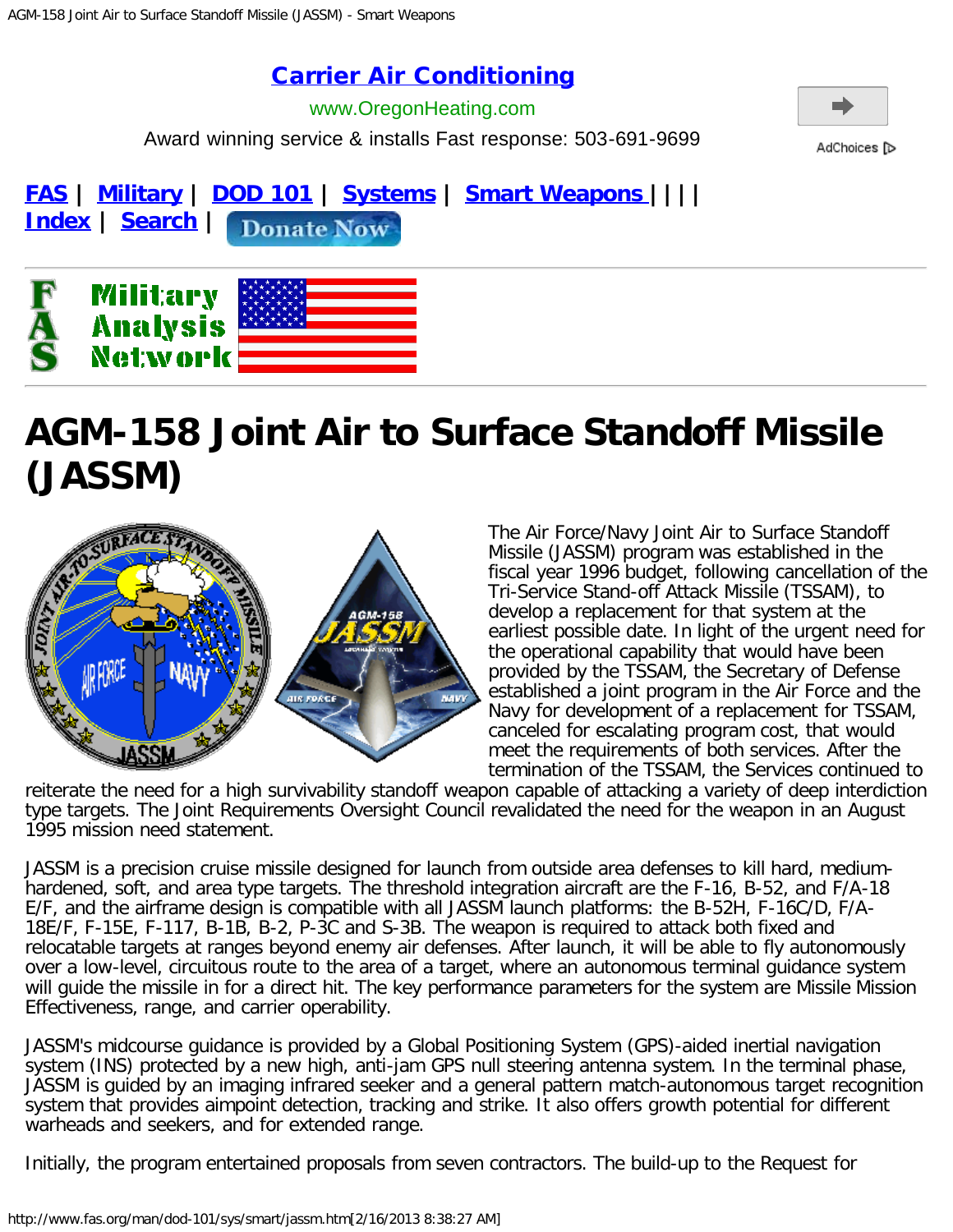# AGM-158 Joint Air to Surface Standoff Missile (JASSM)

The Air Force/Navy Joint Air to Surface Standoff Missile (JASSM) program was established in the fiscal year 1996 budget, following cancellation of the Tri-Service Stand-off Attack Missile (TSSAM), to develop a replacement for that system at the earliest possible date. In light of the urgent need for the operational capability that would have been provided by the TSSAM, the Secretary of Defense established a joint program in the Air Force and the Navy for development of a replacement for TSSAM, canceled for escalating program cost, that would meet the requirements of both services. After the termination of the TSSAM, the Services continued to reiterate the need for a high survivability standoff weapon capable of attacking a variety of deep interdiction type targets. The Joint Requirements Oversight Council revalidated the need for the weapon in an August 1995 mission need statement.

JASSM is a precision cruise missile designed for launch from outside area defenses to kill hard, medium-hardened, soft, and area type targets. The threshold integration aircraft are the F-16, B-52, and F/A-18 E/F, and the airframe design is compatible with all JASSM launch platforms: the B-52H, F-16C/D, F/A-18E/F, F-15E, F-117, B-1B, B-2, P-3C and S-3B. The weapon is required to attack both fixed and relocatable targets at ranges beyond enemy air defenses. After launch, it will be able to fly autonomously over a low-level, circuitous route to the area of a target, where an autonomous terminal guidance system will guide the missile in for a direct hit. The key performance parameters for the system are Missile Mission Effectiveness, range, and carrier operability.

JASSM's midcourse guidance is provided by a Global Positioning System (GPS)-aided inertial navigation system (INS) protected by a new high, anti-jam GPS null steering antenna system. In the terminal phase, JASSM is guided by an imaging infrared seeker and a general pattern match-autonomous target recognition system that provides aimpoint detection, tracking and strike. It also offers growth potential for different warheads and seekers, and for extended range.

Initially, the program entertained proposals from seven contractors. The build-up to the Request for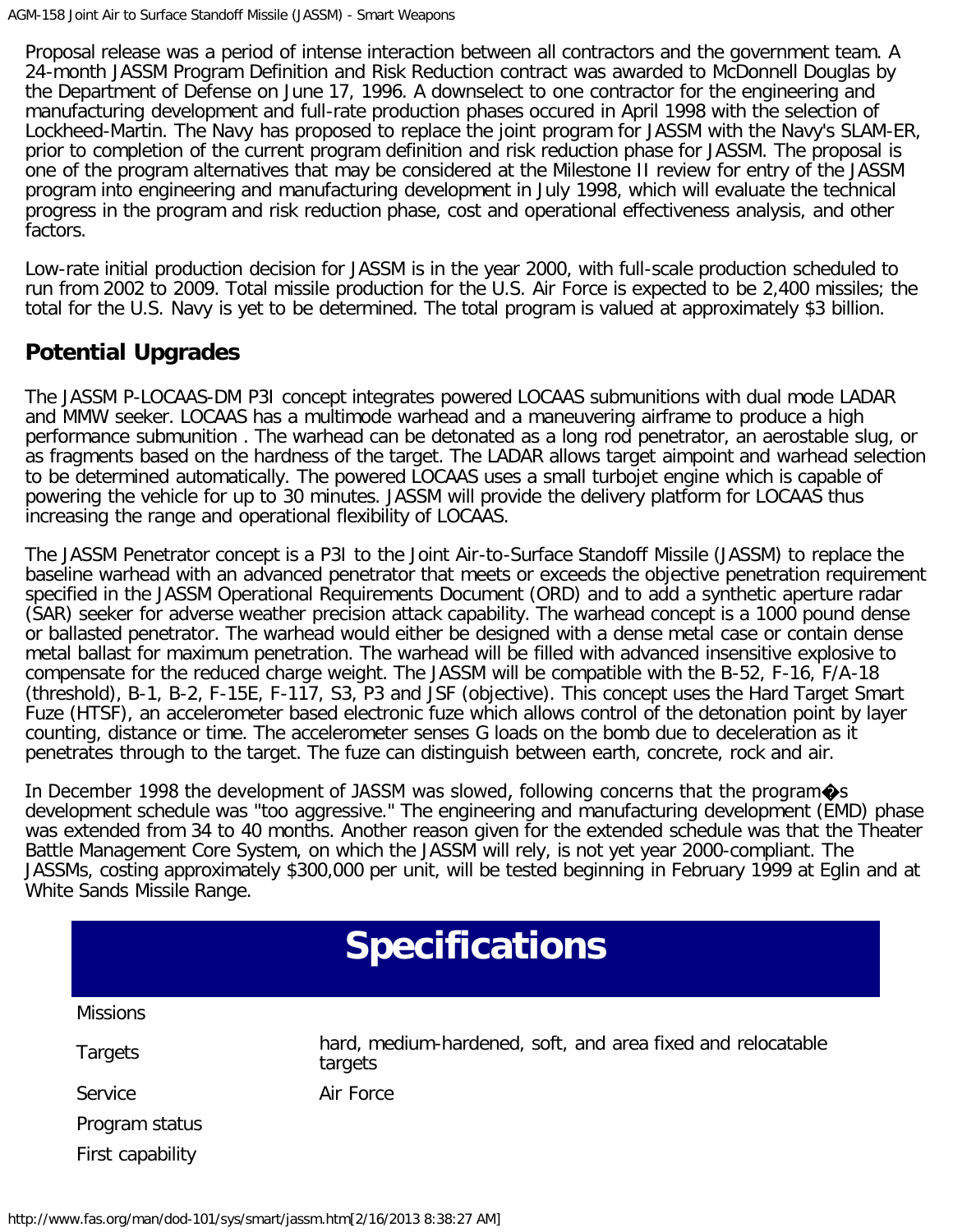Proposal release was a period of intense interaction between all contractors and the government team. A 24-month JASSM Program Definition and Risk Reduction contract was awarded to McDonnell Douglas by the Department of Defense on June 17, 1996. A downselect to one contractor for the engineering and manufacturing development and full-rate production phases occured in April 1998 with the selection of Lockheed-Martin. The Navy has proposed to replace the joint program for JASSM with the Navy's SLAM-ER, prior to completion of the current program definition and risk reduction phase for JASSM. The proposal is one of the program alternatives that may be considered at the Milestone II review for entry of the JASSM program into engineering and manufacturing development in July 1998, which will evaluate the technical progress in the program and risk reduction phase, cost and operational effectiveness analysis, and other factors.

Low-rate initial production decision for JASSM is in the year 2000, with full-scale production scheduled to run from 2002 to 2009. Total missile production for the U.S. Air Force is expected to be 2,400 missiles; the total for the U.S. Navy is yet to be determined. The total program is valued at approximately $3 billion.

## Potential Upgrades

The JASSM P-LOCAAS-DM P3I concept integrates powered LOCAAS submunitions with dual mode LADAR and MMW seeker. LOCAAS has a multimode warhead and a maneuvering airframe to produce a high performance submunition . The warhead can be detonated as a long rod penetrator, an aerostable slug, or as fragments based on the hardness of the target. The LADAR allows target aimpoint and warhead selection to be determined automatically. The powered LOCAAS uses a small turbojet engine which is capable of powering the vehicle for up to 30 minutes. JASSM will provide the delivery platform for LOCAAS thus increasing the range and operational flexibility of LOCAAS.

The JASSM Penetrator concept is a P3I to the Joint Air-to-Surface Standoff Missile (JASSM) to replace the baseline warhead with an advanced penetrator that meets or exceeds the objective penetration requirement specified in the JASSM Operational Requirements Document (ORD) and to add a synthetic aperture radar (SAR) seeker for adverse weather precision attack capability. The warhead concept is a 1000 pound dense or ballasted penetrator. The warhead would either be designed with a dense metal case or contain dense metal ballast for maximum penetration. The warhead will be filled with advanced insensitive explosive to compensate for the reduced charge weight. The JASSM will be compatible with the B-52, F-16, F/A-18 (threshold), B-1, B-2, F-15E, F-117, S3, P3 and JSF (objective). This concept uses the Hard Target Smart Fuze (HTSF), an accelerometer based electronic fuze which allows control of the detonation point by layer counting, distance or time. The accelerometer senses G loads on the bomb due to deceleration as it penetrates through to the target. The fuze can distinguish between earth, concrete, rock and air.

In December 1998 the development of JASSM was slowed, following concerns that the program�s development schedule was "too aggressive." The engineering and manufacturing development (EMD) phase was extended from 34 to 40 months. Another reason given for the extended schedule was that the Theater Battle Management Core System, on which the JASSM will rely, is not yet year 2000-compliant. The JASSMs, costing approximately $300,000 per unit, will be tested beginning in February 1999 at Eglin and at White Sands Missile Range.

## Specifications

| | |
|---|---|
| Missions | |
| Targets | hard, medium-hardened, soft, and area fixed and relocatable targets |
| Service | Air Force |
| Program status | |
| First capability | |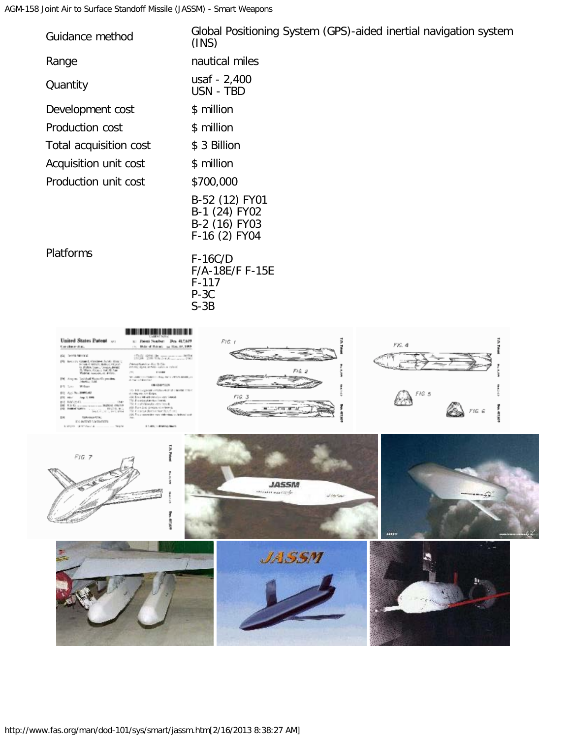| | |
|---|---|
| Guidance method | Global Positioning System (GPS)-aided inertial navigation system (INS) |
| Range | nautical miles |
| Quantity | usaf - 2,400<br>USN - TBD |
| Development cost | $ million |
| Production cost | $ million |
| Total acquisition cost | $ 3 Billion |
| Acquisition unit cost | $ million |
| Production unit cost | $700,000 |
| Platforms | B-52 (12) FY01<br>B-1 (24) FY02<br>B-2 (16) FY03<br>F-16 (2) FY04<br><br>F-16C/D<br>F/A-18E/F F-15E<br>F-117<br>P-3C<br>S-3B |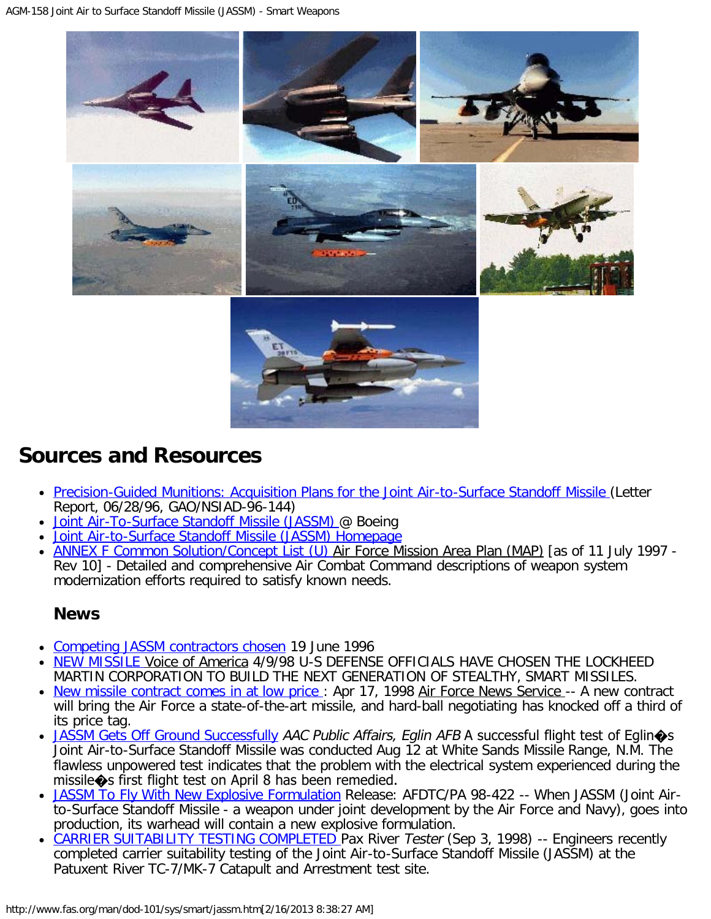## Sources and Resources

- Precision-Guided Munitions: Acquisition Plans for the Joint Air-to-Surface Standoff Missile (Letter Report, 06/28/96, GAO/NSIAD-96-144)
- Joint Air-To-Surface Standoff Missile (JASSM) @ Boeing
- Joint Air-to-Surface Standoff Missile (JASSM) Homepage
- ANNEX F Common Solution/Concept List (U) Air Force Mission Area Plan (MAP) [as of 11 July 1997 - Rev 10] - Detailed and comprehensive Air Combat Command descriptions of weapon system modernization efforts required to satisfy known needs.

### News

- Competing JASSM contractors chosen 19 June 1996
- NEW MISSILE Voice of America 4/9/98 U-S DEFENSE OFFICIALS HAVE CHOSEN THE LOCKHEED MARTIN CORPORATION TO BUILD THE NEXT GENERATION OF STEALTHY, SMART MISSILES.
- New missile contract comes in at low price : Apr 17, 1998 Air Force News Service -- A new contract will bring the Air Force a state-of-the-art missile, and hard-ball negotiating has knocked off a third of its price tag.
- JASSM Gets Off Ground Successfully *AAC Public Affairs, Eglin AFB* A successful flight test of Eglin�s Joint Air-to-Surface Standoff Missile was conducted Aug 12 at White Sands Missile Range, N.M. The flawless unpowered test indicates that the problem with the electrical system experienced during the missile�s first flight test on April 8 has been remedied.
- JASSM To Fly With New Explosive Formulation Release: AFDTC/PA 98-422 -- When JASSM (Joint Air-to-Surface Standoff Missile - a weapon under joint development by the Air Force and Navy), goes into production, its warhead will contain a new explosive formulation.
- CARRIER SUITABILITY TESTING COMPLETED Pax River *Tester* (Sep 3, 1998) -- Engineers recently completed carrier suitability testing of the Joint Air-to-Surface Standoff Missile (JASSM) at the Patuxent River TC-7/MK-7 Catapult and Arrestment test site.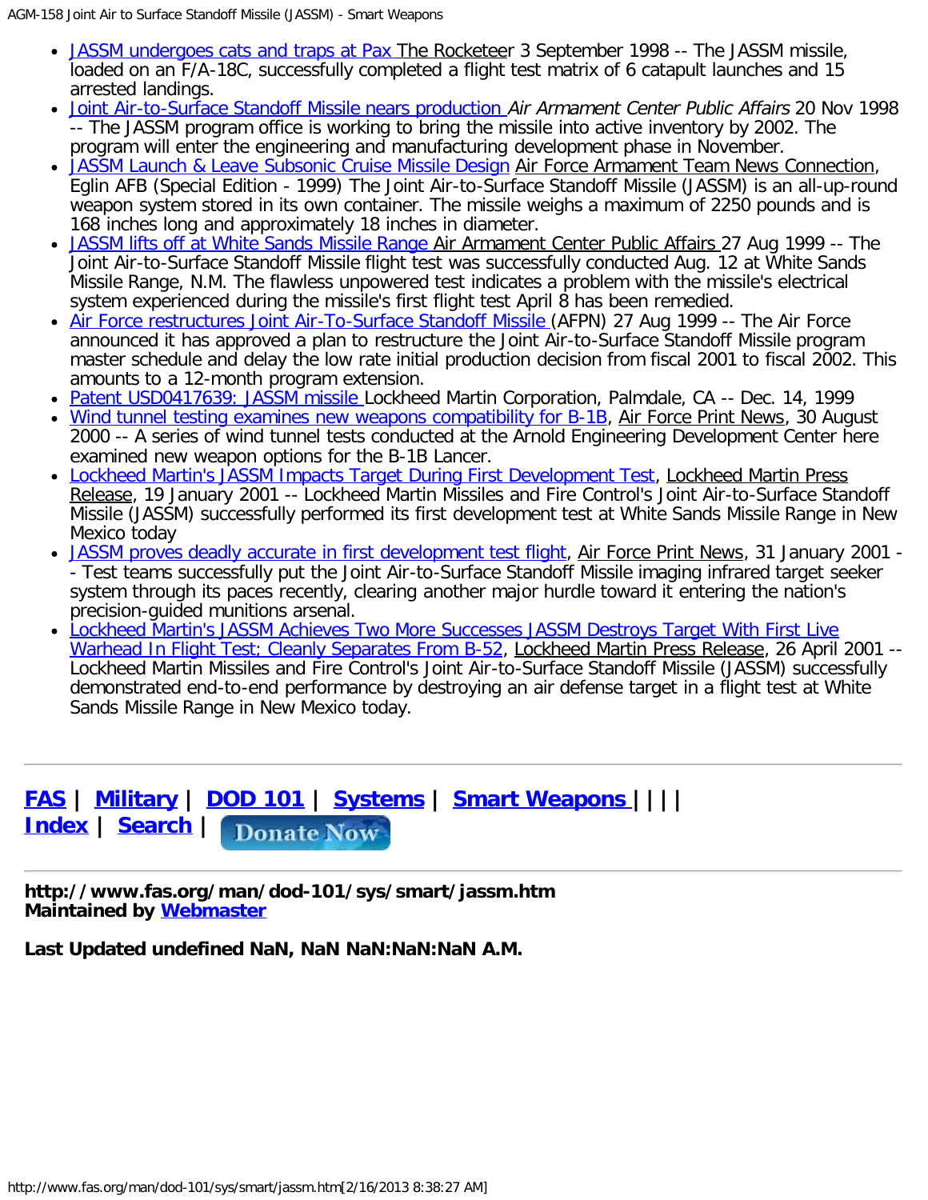- JASSM undergoes cats and traps at Pax The Rocketeer 3 September 1998 -- The JASSM missile, loaded on an F/A-18C, successfully completed a flight test matrix of 6 catapult launches and 15 arrested landings.
- Joint Air-to-Surface Standoff Missile nears production *Air Armament Center Public Affairs* 20 Nov 1998 -- The JASSM program office is working to bring the missile into active inventory by 2002. The program will enter the engineering and manufacturing development phase in November.
- JASSM Launch & Leave Subsonic Cruise Missile Design Air Force Armament Team News Connection, Eglin AFB (Special Edition - 1999) The Joint Air-to-Surface Standoff Missile (JASSM) is an all-up-round weapon system stored in its own container. The missile weighs a maximum of 2250 pounds and is 168 inches long and approximately 18 inches in diameter.
- JASSM lifts off at White Sands Missile Range Air Armament Center Public Affairs 27 Aug 1999 -- The Joint Air-to-Surface Standoff Missile flight test was successfully conducted Aug. 12 at White Sands Missile Range, N.M. The flawless unpowered test indicates a problem with the missile's electrical system experienced during the missile's first flight test April 8 has been remedied.
- Air Force restructures Joint Air-To-Surface Standoff Missile (AFPN) 27 Aug 1999 -- The Air Force announced it has approved a plan to restructure the Joint Air-to-Surface Standoff Missile program master schedule and delay the low rate initial production decision from fiscal 2001 to fiscal 2002. This amounts to a 12-month program extension.
- Patent USD0417639: JASSM missile Lockheed Martin Corporation, Palmdale, CA -- Dec. 14, 1999
- Wind tunnel testing examines new weapons compatibility for B-1B, Air Force Print News, 30 August 2000 -- A series of wind tunnel tests conducted at the Arnold Engineering Development Center here examined new weapon options for the B-1B Lancer.
- Lockheed Martin's JASSM Impacts Target During First Development Test, Lockheed Martin Press Release, 19 January 2001 -- Lockheed Martin Missiles and Fire Control's Joint Air-to-Surface Standoff Missile (JASSM) successfully performed its first development test at White Sands Missile Range in New Mexico today
- JASSM proves deadly accurate in first development test flight, Air Force Print News, 31 January 2001 -- Test teams successfully put the Joint Air-to-Surface Standoff Missile imaging infrared target seeker system through its paces recently, clearing another major hurdle toward it entering the nation's precision-guided munitions arsenal.
- Lockheed Martin's JASSM Achieves Two More Successes JASSM Destroys Target With First Live Warhead In Flight Test; Cleanly Separates From B-52, Lockheed Martin Press Release, 26 April 2001 -- Lockheed Martin Missiles and Fire Control's Joint Air-to-Surface Standoff Missile (JASSM) successfully demonstrated end-to-end performance by destroying an air defense target in a flight test at White Sands Missile Range in New Mexico today.

---

**FAS** | **Military** | **DOD 101** | **Systems** | **Smart Weapons** | | | |
**Index** | **Search** | Donate Now

---

**http://www.fas.org/man/dod-101/sys/smart/jassm.htm**
**Maintained by Webmaster**

**Last Updated undefined NaN, NaN NaN:NaN:NaN A.M.**